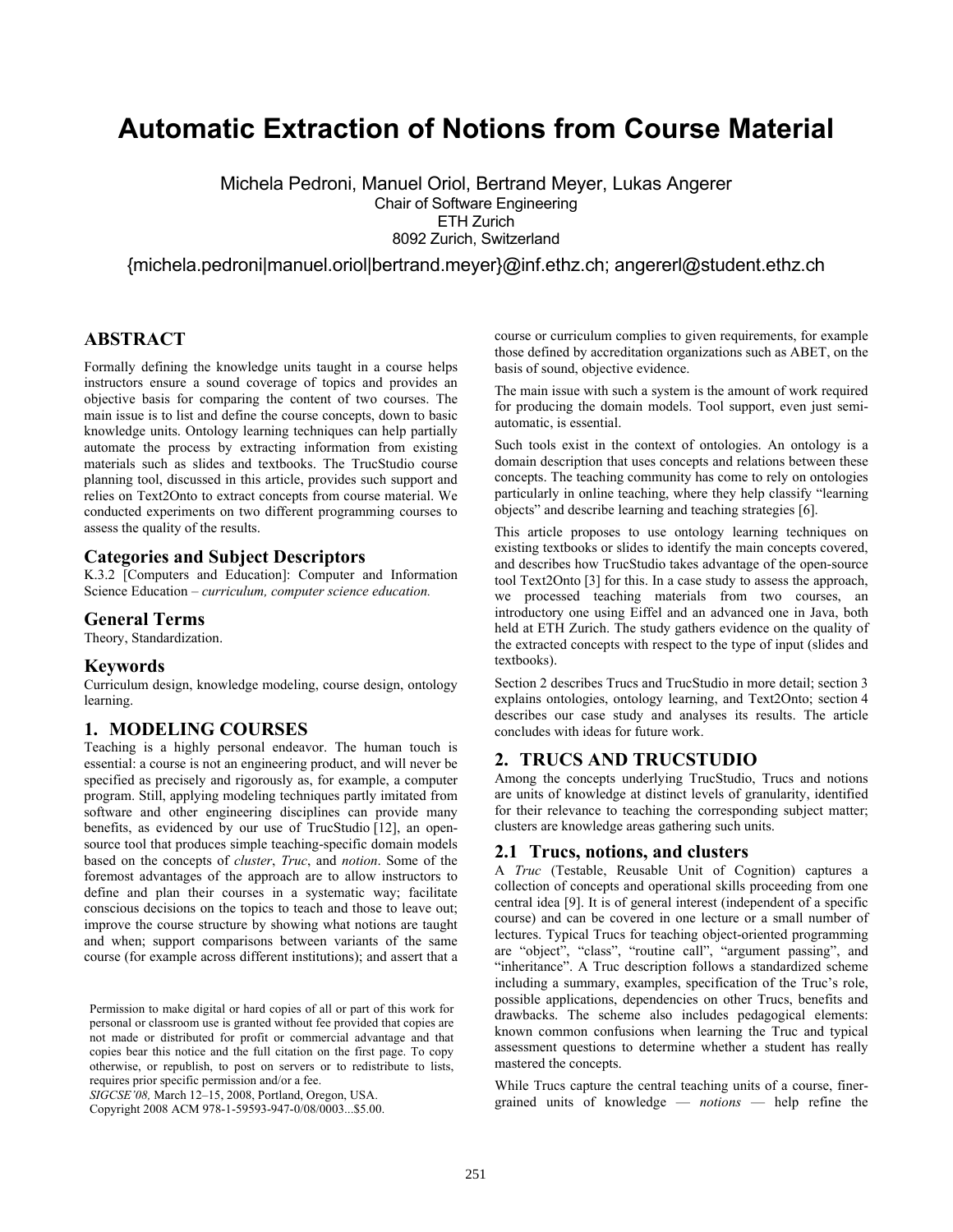# Automatic Extraction of Notions from Course Material

Michela Pedroni, Manuel Oriol, Bertrand Meyer, Lukas Angerer
Chair of Software Engineering
ETH Zurich
8092 Zurich, Switzerland

{michela.pedroni|manuel.oriol|bertrand.meyer}@inf.ethz.ch; angererl@student.ethz.ch

## ABSTRACT

Formally defining the knowledge units taught in a course helps instructors ensure a sound coverage of topics and provides an objective basis for comparing the content of two courses. The main issue is to list and define the course concepts, down to basic knowledge units. Ontology learning techniques can help partially automate the process by extracting information from existing materials such as slides and textbooks. The TrucStudio course planning tool, discussed in this article, provides such support and relies on Text2Onto to extract concepts from course material. We conducted experiments on two different programming courses to assess the quality of the results.

### Categories and Subject Descriptors

K.3.2 [Computers and Education]: Computer and Information Science Education – *curriculum, computer science education.*

### General Terms

Theory, Standardization.

### Keywords

Curriculum design, knowledge modeling, course design, ontology learning.

## 1. MODELING COURSES

Teaching is a highly personal endeavor. The human touch is essential: a course is not an engineering product, and will never be specified as precisely and rigorously as, for example, a computer program. Still, applying modeling techniques partly imitated from software and other engineering disciplines can provide many benefits, as evidenced by our use of TrucStudio [12], an open-source tool that produces simple teaching-specific domain models based on the concepts of *cluster*, *Truc*, and *notion*. Some of the foremost advantages of the approach are to allow instructors to define and plan their courses in a systematic way; facilitate conscious decisions on the topics to teach and those to leave out; improve the course structure by showing what notions are taught and when; support comparisons between variants of the same course (for example across different institutions); and assert that a course or curriculum complies to given requirements, for example those defined by accreditation organizations such as ABET, on the basis of sound, objective evidence.

Permission to make digital or hard copies of all or part of this work for personal or classroom use is granted without fee provided that copies are not made or distributed for profit or commercial advantage and that copies bear this notice and the full citation on the first page. To copy otherwise, or republish, to post on servers or to redistribute to lists, requires prior specific permission and/or a fee.
*SIGCSE'08,* March 12–15, 2008, Portland, Oregon, USA.
Copyright 2008 ACM 978-1-59593-947-0/08/0003...$5.00.

The main issue with such a system is the amount of work required for producing the domain models. Tool support, even just semi-automatic, is essential.

Such tools exist in the context of ontologies. An ontology is a domain description that uses concepts and relations between these concepts. The teaching community has come to rely on ontologies particularly in online teaching, where they help classify "learning objects" and describe learning and teaching strategies [6].

This article proposes to use ontology learning techniques on existing textbooks or slides to identify the main concepts covered, and describes how TrucStudio takes advantage of the open-source tool Text2Onto [3] for this. In a case study to assess the approach, we processed teaching materials from two courses, an introductory one using Eiffel and an advanced one in Java, both held at ETH Zurich. The study gathers evidence on the quality of the extracted concepts with respect to the type of input (slides and textbooks).

Section 2 describes Trucs and TrucStudio in more detail; section 3 explains ontologies, ontology learning, and Text2Onto; section 4 describes our case study and analyses its results. The article concludes with ideas for future work.

## 2. TRUCS AND TRUCSTUDIO

Among the concepts underlying TrucStudio, Trucs and notions are units of knowledge at distinct levels of granularity, identified for their relevance to teaching the corresponding subject matter; clusters are knowledge areas gathering such units.

### 2.1 Trucs, notions, and clusters

A *Truc* (Testable, Reusable Unit of Cognition) captures a collection of concepts and operational skills proceeding from one central idea [9]. It is of general interest (independent of a specific course) and can be covered in one lecture or a small number of lectures. Typical Trucs for teaching object-oriented programming are "object", "class", "routine call", "argument passing", and "inheritance". A Truc description follows a standardized scheme including a summary, examples, specification of the Truc's role, possible applications, dependencies on other Trucs, benefits and drawbacks. The scheme also includes pedagogical elements: known common confusions when learning the Truc and typical assessment questions to determine whether a student has really mastered the concepts.

While Trucs capture the central teaching units of a course, finer-grained units of knowledge — *notions* — help refine the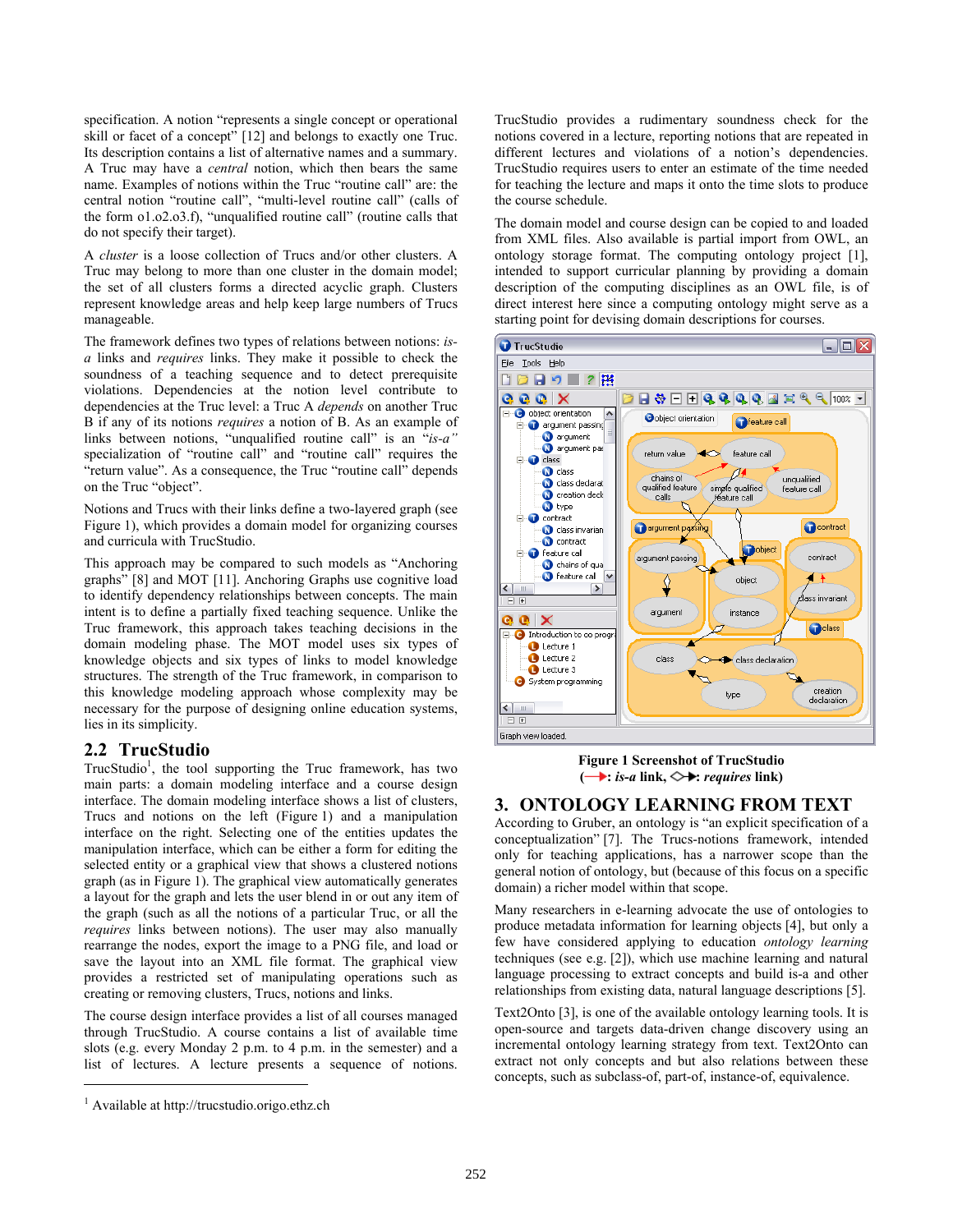specification. A notion "represents a single concept or operational skill or facet of a concept" [12] and belongs to exactly one Truc. Its description contains a list of alternative names and a summary. A Truc may have a *central* notion, which then bears the same name. Examples of notions within the Truc "routine call" are: the central notion "routine call", "multi-level routine call" (calls of the form o1.o2.o3.f), "unqualified routine call" (routine calls that do not specify their target).

A *cluster* is a loose collection of Trucs and/or other clusters. A Truc may belong to more than one cluster in the domain model; the set of all clusters forms a directed acyclic graph. Clusters represent knowledge areas and help keep large numbers of Trucs manageable.

The framework defines two types of relations between notions: *is-a* links and *requires* links. They make it possible to check the soundness of a teaching sequence and to detect prerequisite violations. Dependencies at the notion level contribute to dependencies at the Truc level: a Truc A *depends* on another Truc B if any of its notions *requires* a notion of B. As an example of links between notions, "unqualified routine call" is an "*is-a"* specialization of "routine call" and "routine call" requires the "return value". As a consequence, the Truc "routine call" depends on the Truc "object".

Notions and Trucs with their links define a two-layered graph (see Figure 1), which provides a domain model for organizing courses and curricula with TrucStudio.

This approach may be compared to such models as "Anchoring graphs" [8] and MOT [11]. Anchoring Graphs use cognitive load to identify dependency relationships between concepts. The main intent is to define a partially fixed teaching sequence. Unlike the Truc framework, this approach takes teaching decisions in the domain modeling phase. The MOT model uses six types of knowledge objects and six types of links to model knowledge structures. The strength of the Truc framework, in comparison to this knowledge modeling approach whose complexity may be necessary for the purpose of designing online education systems, lies in its simplicity.

## 2.2 TrucStudio

TrucStudio[1], the tool supporting the Truc framework, has two main parts: a domain modeling interface and a course design interface. The domain modeling interface shows a list of clusters, Trucs and notions on the left (Figure 1) and a manipulation interface on the right. Selecting one of the entities updates the manipulation interface, which can be either a form for editing the selected entity or a graphical view that shows a clustered notions graph (as in Figure 1). The graphical view automatically generates a layout for the graph and lets the user blend in or out any item of the graph (such as all the notions of a particular Truc, or all the *requires* links between notions). The user may also manually rearrange the nodes, export the image to a PNG file, and load or save the layout into an XML file format. The graphical view provides a restricted set of manipulating operations such as creating or removing clusters, Trucs, notions and links.

The course design interface provides a list of all courses managed through TrucStudio. A course contains a list of available time slots (e.g. every Monday 2 p.m. to 4 p.m. in the semester) and a list of lectures. A lecture presents a sequence of notions. TrucStudio provides a rudimentary soundness check for the notions covered in a lecture, reporting notions that are repeated in different lectures and violations of a notion's dependencies. TrucStudio requires users to enter an estimate of the time needed for teaching the lecture and maps it onto the time slots to produce the course schedule.

The domain model and course design can be copied to and loaded from XML files. Also available is partial import from OWL, an ontology storage format. The computing ontology project [1], intended to support curricular planning by providing a domain description of the computing disciplines as an OWL file, is of direct interest here since a computing ontology might serve as a starting point for devising domain descriptions for courses.

**Figure 1 Screenshot of TrucStudio**
**(⟶: *is-a* link, ◇⟶: *requires* link)**

# 3. ONTOLOGY LEARNING FROM TEXT

According to Gruber, an ontology is "an explicit specification of a conceptualization" [7]. The Trucs-notions framework, intended only for teaching applications, has a narrower scope than the general notion of ontology, but (because of this focus on a specific domain) a richer model within that scope.

Many researchers in e-learning advocate the use of ontologies to produce metadata information for learning objects [4], but only a few have considered applying to education *ontology learning* techniques (see e.g. [2]), which use machine learning and natural language processing to extract concepts and build is-a and other relationships from existing data, natural language descriptions [5].

Text2Onto [3], is one of the available ontology learning tools. It is open-source and targets data-driven change discovery using an incremental ontology learning strategy from text. Text2Onto can extract not only concepts and but also relations between these concepts, such as subclass-of, part-of, instance-of, equivalence.

[1] Available at http://trucstudio.origo.ethz.ch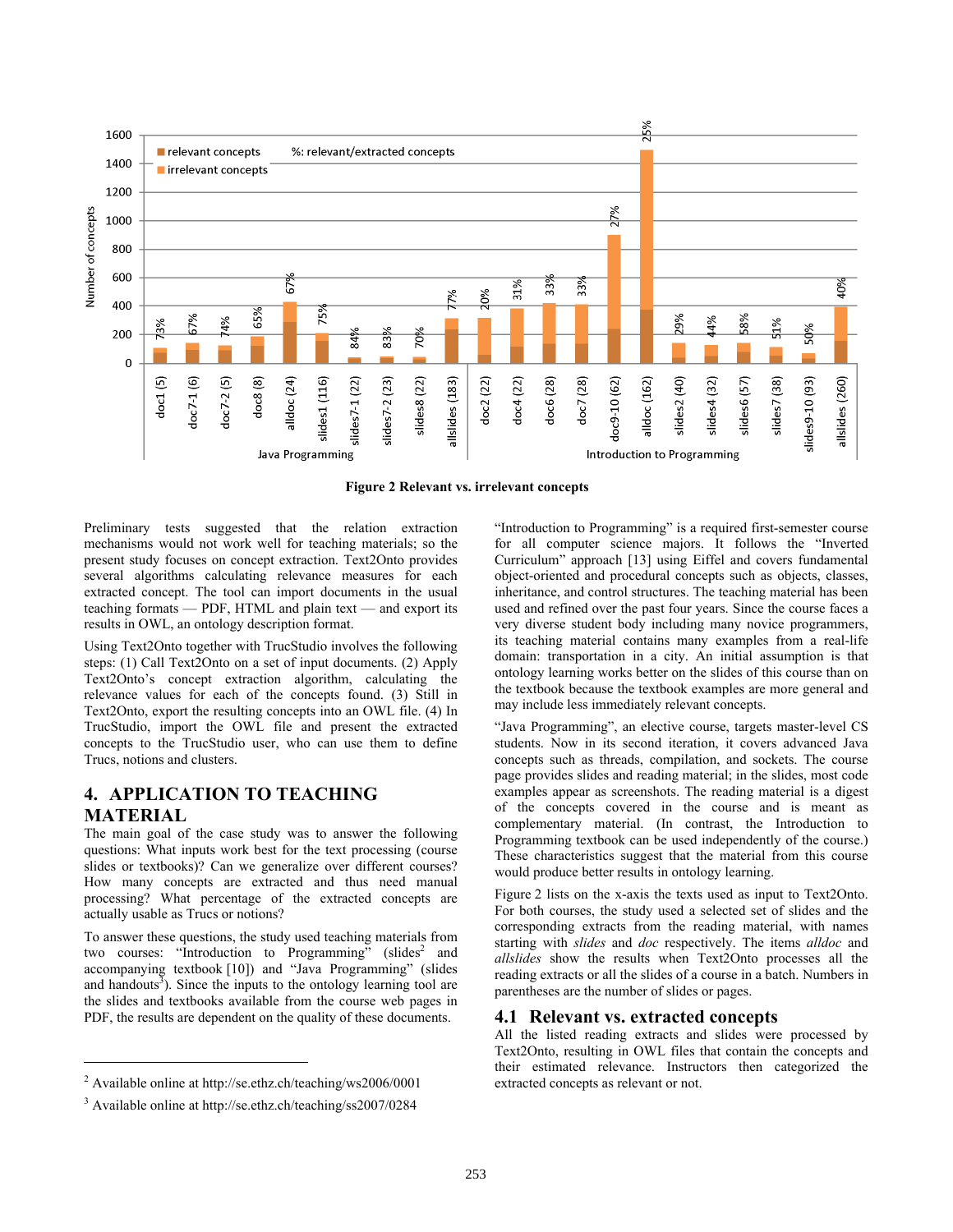**Figure 2 Relevant vs. irrelevant concepts**

Preliminary tests suggested that the relation extraction mechanisms would not work well for teaching materials; so the present study focuses on concept extraction. Text2Onto provides several algorithms calculating relevance measures for each extracted concept. The tool can import documents in the usual teaching formats — PDF, HTML and plain text — and export its results in OWL, an ontology description format.

Using Text2Onto together with TrucStudio involves the following steps: (1) Call Text2Onto on a set of input documents. (2) Apply Text2Onto's concept extraction algorithm, calculating the relevance values for each of the concepts found. (3) Still in Text2Onto, export the resulting concepts into an OWL file. (4) In TrucStudio, import the OWL file and present the extracted concepts to the TrucStudio user, who can use them to define Trucs, notions and clusters.

## 4. APPLICATION TO TEACHING MATERIAL

The main goal of the case study was to answer the following questions: What inputs work best for the text processing (course slides or textbooks)? Can we generalize over different courses? How many concepts are extracted and thus need manual processing? What percentage of the extracted concepts are actually usable as Trucs or notions?

To answer these questions, the study used teaching materials from two courses: "Introduction to Programming" (slides[2] and accompanying textbook [10]) and "Java Programming" (slides and handouts[3]). Since the inputs to the ontology learning tool are the slides and textbooks available from the course web pages in PDF, the results are dependent on the quality of these documents.

"Introduction to Programming" is a required first-semester course for all computer science majors. It follows the "Inverted Curriculum" approach [13] using Eiffel and covers fundamental object-oriented and procedural concepts such as objects, classes, inheritance, and control structures. The teaching material has been used and refined over the past four years. Since the course faces a very diverse student body including many novice programmers, its teaching material contains many examples from a real-life domain: transportation in a city. An initial assumption is that ontology learning works better on the slides of this course than on the textbook because the textbook examples are more general and may include less immediately relevant concepts.

"Java Programming", an elective course, targets master-level CS students. Now in its second iteration, it covers advanced Java concepts such as threads, compilation, and sockets. The course page provides slides and reading material; in the slides, most code examples appear as screenshots. The reading material is a digest of the concepts covered in the course and is meant as complementary material. (In contrast, the Introduction to Programming textbook can be used independently of the course.) These characteristics suggest that the material from this course would produce better results in ontology learning.

Figure 2 lists on the x-axis the texts used as input to Text2Onto. For both courses, the study used a selected set of slides and the corresponding extracts from the reading material, with names starting with *slides* and *doc* respectively. The items *alldoc* and *allslides* show the results when Text2Onto processes all the reading extracts or all the slides of a course in a batch. Numbers in parentheses are the number of slides or pages.

### 4.1 Relevant vs. extracted concepts

All the listed reading extracts and slides were processed by Text2Onto, resulting in OWL files that contain the concepts and their estimated relevance. Instructors then categorized the extracted concepts as relevant or not.

---

[2] Available online at http://se.ethz.ch/teaching/ws2006/0001

[3] Available online at http://se.ethz.ch/teaching/ss2007/0284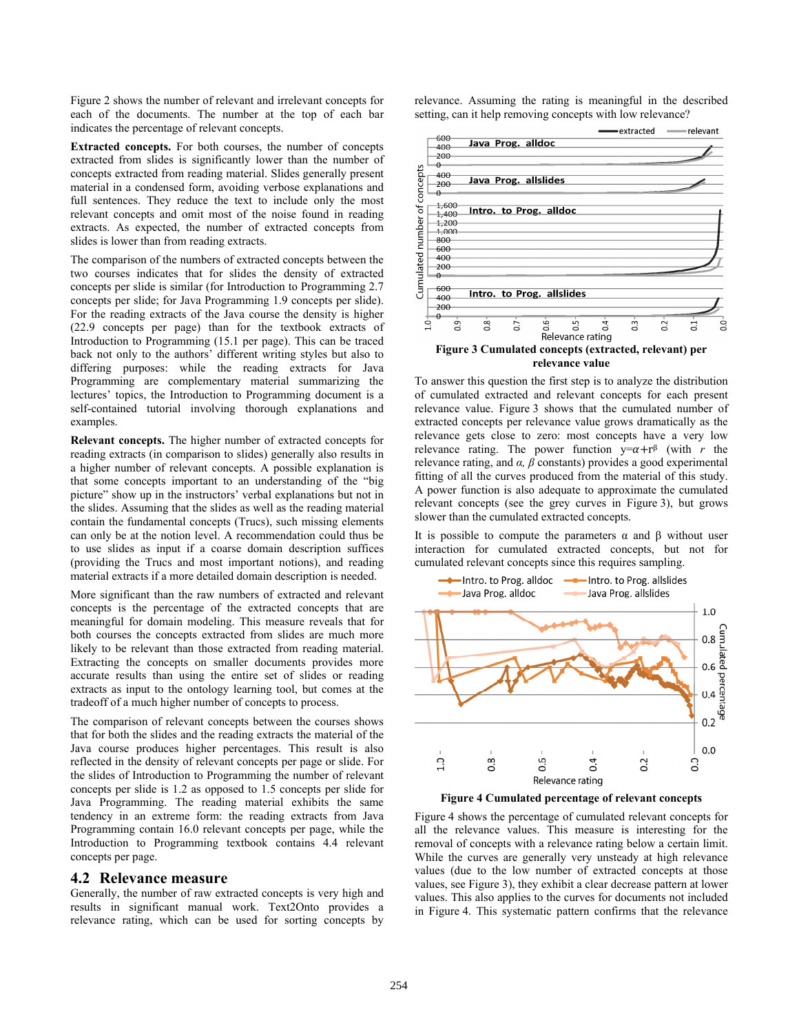Figure 2 shows the number of relevant and irrelevant concepts for each of the documents. The number at the top of each bar indicates the percentage of relevant concepts.

**Extracted concepts.** For both courses, the number of concepts extracted from slides is significantly lower than the number of concepts extracted from reading material. Slides generally present material in a condensed form, avoiding verbose explanations and full sentences. They reduce the text to include only the most relevant concepts and omit most of the noise found in reading extracts. As expected, the number of extracted concepts from slides is lower than from reading extracts.

The comparison of the numbers of extracted concepts between the two courses indicates that for slides the density of extracted concepts per slide is similar (for Introduction to Programming 2.7 concepts per slide; for Java Programming 1.9 concepts per slide). For the reading extracts of the Java course the density is higher (22.9 concepts per page) than for the textbook extracts of Introduction to Programming (15.1 per page). This can be traced back not only to the authors' different writing styles but also to differing purposes: while the reading extracts for Java Programming are complementary material summarizing the lectures' topics, the Introduction to Programming document is a self-contained tutorial involving thorough explanations and examples.

**Relevant concepts.** The higher number of extracted concepts for reading extracts (in comparison to slides) generally also results in a higher number of relevant concepts. A possible explanation is that some concepts important to an understanding of the "big picture" show up in the instructors' verbal explanations but not in the slides. Assuming that the slides as well as the reading material contain the fundamental concepts (Trucs), such missing elements can only be at the notion level. A recommendation could thus be to use slides as input if a coarse domain description suffices (providing the Trucs and most important notions), and reading material extracts if a more detailed domain description is needed.

More significant than the raw numbers of extracted and relevant concepts is the percentage of the extracted concepts that are meaningful for domain modeling. This measure reveals that for both courses the concepts extracted from slides are much more likely to be relevant than those extracted from reading material. Extracting the concepts on smaller documents provides more accurate results than using the entire set of slides or reading extracts as input to the ontology learning tool, but comes at the tradeoff of a much higher number of concepts to process.

The comparison of relevant concepts between the courses shows that for both the slides and the reading extracts the material of the Java course produces higher percentages. This result is also reflected in the density of relevant concepts per page or slide. For the slides of Introduction to Programming the number of relevant concepts per slide is 1.2 as opposed to 1.5 concepts per slide for Java Programming. The reading material exhibits the same tendency in an extreme form: the reading extracts from Java Programming contain 16.0 relevant concepts per page, while the Introduction to Programming textbook contains 4.4 relevant concepts per page.

## 4.2 Relevance measure

Generally, the number of raw extracted concepts is very high and results in significant manual work. Text2Onto provides a relevance rating, which can be used for sorting concepts by relevance. Assuming the rating is meaningful in the described setting, can it help removing concepts with low relevance?

extracted
relevant
Cumulated number of concepts
Java Prog. alldoc
600
400
200
0
Java Prog. allslides
400
200
0
Intro. to Prog. alldoc
1,600
1,400
1,200
1,000
800
600
400
200
0
Intro. to Prog. allslides
600
400
200
1.0 0.9 0.8 0.7 0.6 0.5 0.4 0.3 0.2 0.1 0.0
Relevance rating

**Figure 3 Cumulated concepts (extracted, relevant) per relevance value**

To answer this question the first step is to analyze the distribution of cumulated extracted and relevant concepts for each present relevance value. Figure 3 shows that the cumulated number of extracted concepts per relevance value grows dramatically as the relevance gets close to zero: most concepts have a very low relevance rating. The power function $y=\alpha+r^{\beta}$ (with $r$ the relevance rating, and $\alpha$, $\beta$ constants) provides a good experimental fitting of all the curves produced from the material of this study. A power function is also adequate to approximate the cumulated relevant concepts (see the grey curves in Figure 3), but grows slower than the cumulated extracted concepts.

It is possible to compute the parameters $\alpha$ and $\beta$ without user interaction for cumulated extracted concepts, but not for cumulated relevant concepts since this requires sampling.

Intro. to Prog. alldoc
Intro. to Prog. allslides
Java Prog. alldoc
Java Prog. allslides
1.0
0.8
0.6
0.4
0.2
0.0
Cumulated percentage
1.0 0.8 0.6 0.4 0.2 0.0
Relevance rating

**Figure 4 Cumulated percentage of relevant concepts**

Figure 4 shows the percentage of cumulated relevant concepts for all the relevance values. This measure is interesting for the removal of concepts with a relevance rating below a certain limit. While the curves are generally very unsteady at high relevance values (due to the low number of extracted concepts at those values, see Figure 3), they exhibit a clear decrease pattern at lower values. This also applies to the curves for documents not included in Figure 4. This systematic pattern confirms that the relevance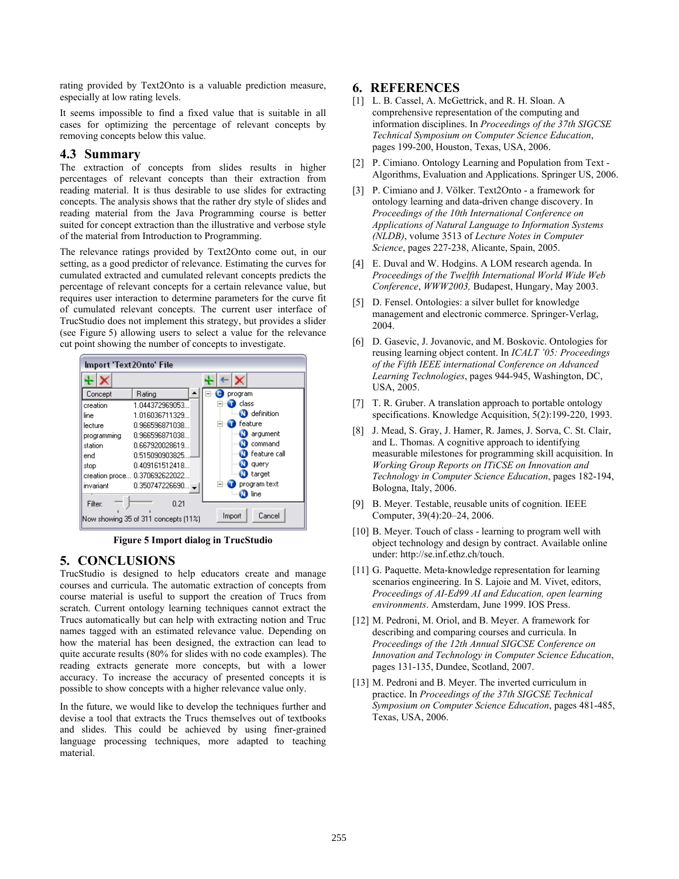rating provided by Text2Onto is a valuable prediction measure, especially at low rating levels.

It seems impossible to find a fixed value that is suitable in all cases for optimizing the percentage of relevant concepts by removing concepts below this value.

## 4.3 Summary

The extraction of concepts from slides results in higher percentages of relevant concepts than their extraction from reading material. It is thus desirable to use slides for extracting concepts. The analysis shows that the rather dry style of slides and reading material from the Java Programming course is better suited for concept extraction than the illustrative and verbose style of the material from Introduction to Programming.

The relevance ratings provided by Text2Onto come out, in our setting, as a good predictor of relevance. Estimating the curves for cumulated extracted and cumulated relevant concepts predicts the percentage of relevant concepts for a certain relevance value, but requires user interaction to determine parameters for the curve fit of cumulated relevant concepts. The current user interface of TrucStudio does not implement this strategy, but provides a slider (see Figure 5) allowing users to select a value for the relevance cut point showing the number of concepts to investigate.

Import 'Text2Onto' File

| Concept | Rating |
|---|---|
| creation | 1.044372969053... |
| line | 1.016036711329... |
| lecture | 0.966596871038... |
| programming | 0.966596871038... |
| station | 0.667920028619... |
| end | 0.515090903825... |
| stop | 0.409161512418... |
| creation proce... | 0.370692622022... |
| invariant | 0.350747226690... |

program
class
definition
feature
argument
command
feature call
query
target
program text
line

Filter: 0.21

Now showing 35 of 311 concepts (11%)

Import Cancel

**Figure 5 Import dialog in TrucStudio**

# 5. CONCLUSIONS

TrucStudio is designed to help educators create and manage courses and curricula. The automatic extraction of concepts from course material is useful to support the creation of Trucs from scratch. Current ontology learning techniques cannot extract the Trucs automatically but can help with extracting notion and Truc names tagged with an estimated relevance value. Depending on how the material has been designed, the extraction can lead to quite accurate results (80% for slides with no code examples). The reading extracts generate more concepts, but with a lower accuracy. To increase the accuracy of presented concepts it is possible to show concepts with a higher relevance value only.

In the future, we would like to develop the techniques further and devise a tool that extracts the Trucs themselves out of textbooks and slides. This could be achieved by using finer-grained language processing techniques, more adapted to teaching material.

# 6. REFERENCES

[1] L. B. Cassel, A. McGettrick, and R. H. Sloan. A comprehensive representation of the computing and information disciplines. In *Proceedings of the 37th SIGCSE Technical Symposium on Computer Science Education*, pages 199-200, Houston, Texas, USA, 2006.

[2] P. Cimiano. Ontology Learning and Population from Text - Algorithms, Evaluation and Applications. Springer US, 2006.

[3] P. Cimiano and J. Völker. Text2Onto - a framework for ontology learning and data-driven change discovery. In *Proceedings of the 10th International Conference on Applications of Natural Language to Information Systems (NLDB)*, volume 3513 of *Lecture Notes in Computer Science*, pages 227-238, Alicante, Spain, 2005.

[4] E. Duval and W. Hodgins. A LOM research agenda. In *Proceedings of the Twelfth International World Wide Web Conference*, *WWW2003,* Budapest, Hungary, May 2003.

[5] D. Fensel. Ontologies: a silver bullet for knowledge management and electronic commerce. Springer-Verlag, 2004.

[6] D. Gasevic, J. Jovanovic, and M. Boskovic. Ontologies for reusing learning object content. In *ICALT '05: Proceedings of the Fifth IEEE international Conference on Advanced Learning Technologies*, pages 944-945, Washington, DC, USA, 2005.

[7] T. R. Gruber. A translation approach to portable ontology specifications. Knowledge Acquisition, 5(2):199-220, 1993.

[8] J. Mead, S. Gray, J. Hamer, R. James, J. Sorva, C. St. Clair, and L. Thomas. A cognitive approach to identifying measurable milestones for programming skill acquisition. In *Working Group Reports on ITiCSE on Innovation and Technology in Computer Science Education*, pages 182-194, Bologna, Italy, 2006.

[9] B. Meyer. Testable, reusable units of cognition. IEEE Computer, 39(4):20–24, 2006.

[10] B. Meyer. Touch of class - learning to program well with object technology and design by contract. Available online under: http://se.inf.ethz.ch/touch.

[11] G. Paquette. Meta-knowledge representation for learning scenarios engineering. In S. Lajoie and M. Vivet, editors, *Proceedings of AI-Ed99 AI and Education, open learning environments*. Amsterdam, June 1999. IOS Press.

[12] M. Pedroni, M. Oriol, and B. Meyer. A framework for describing and comparing courses and curricula. In *Proceedings of the 12th Annual SIGCSE Conference on Innovation and Technology in Computer Science Education*, pages 131-135, Dundee, Scotland, 2007.

[13] M. Pedroni and B. Meyer. The inverted curriculum in practice. In *Proceedings of the 37th SIGCSE Technical Symposium on Computer Science Education*, pages 481-485, Texas, USA, 2006.